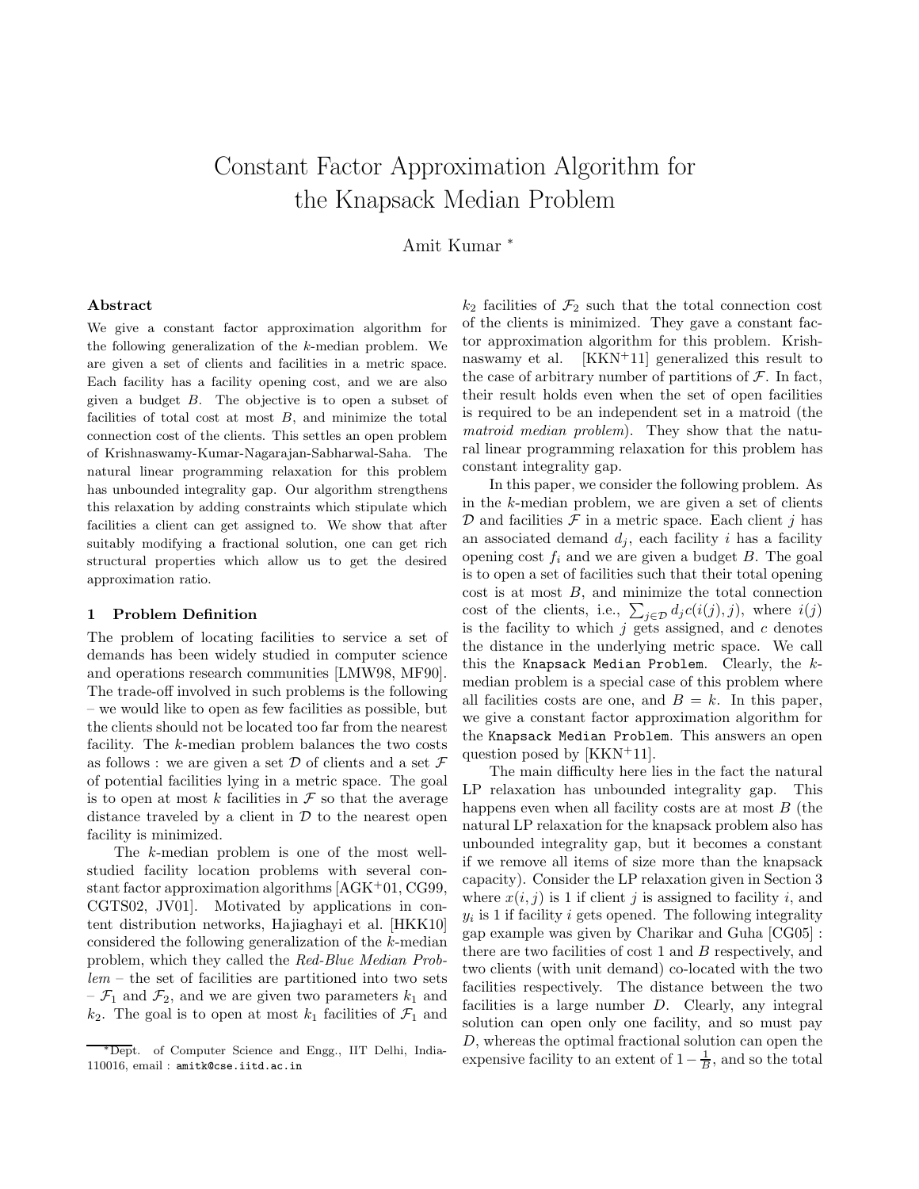# Constant Factor Approximation Algorithm for the Knapsack Median Problem

Amit Kumar [*]

### Abstract

We give a constant factor approximation algorithm for the following generalization of the $k$-median problem. We are given a set of clients and facilities in a metric space. Each facility has a facility opening cost, and we are also given a budget $B$. The objective is to open a subset of facilities of total cost at most $B$, and minimize the total connection cost of the clients. This settles an open problem of Krishnaswamy-Kumar-Nagarajan-Sabharwal-Saha. The natural linear programming relaxation for this problem has unbounded integrality gap. Our algorithm strengthens this relaxation by adding constraints which stipulate which facilities a client can get assigned to. We show that after suitably modifying a fractional solution, one can get rich structural properties which allow us to get the desired approximation ratio.

## 1 Problem Definition

The problem of locating facilities to service a set of demands has been widely studied in computer science and operations research communities [LMW98, MF90]. The trade-off involved in such problems is the following – we would like to open as few facilities as possible, but the clients should not be located too far from the nearest facility. The $k$-median problem balances the two costs as follows : we are given a set $\mathcal{D}$ of clients and a set $\mathcal{F}$ of potential facilities lying in a metric space. The goal is to open at most $k$ facilities in $\mathcal{F}$ so that the average distance traveled by a client in $\mathcal{D}$ to the nearest open facility is minimized.

The $k$-median problem is one of the most well-studied facility location problems with several constant factor approximation algorithms [AGK+01, CG99, CGTS02, JV01]. Motivated by applications in content distribution networks, Hajiaghayi et al. [HKK10] considered the following generalization of the $k$-median problem, which they called the *Red-Blue Median Problem* – the set of facilities are partitioned into two sets – $\mathcal{F}_1$ and $\mathcal{F}_2$, and we are given two parameters $k_1$ and $k_2$. The goal is to open at most $k_1$ facilities of $\mathcal{F}_1$ and $k_2$ facilities of $\mathcal{F}_2$ such that the total connection cost of the clients is minimized. They gave a constant factor approximation algorithm for this problem. Krishnaswamy et al. [KKN+11] generalized this result to the case of arbitrary number of partitions of $\mathcal{F}$. In fact, their result holds even when the set of open facilities is required to be an independent set in a matroid (the *matroid median problem*). They show that the natural linear programming relaxation for this problem has constant integrality gap.

In this paper, we consider the following problem. As in the $k$-median problem, we are given a set of clients $\mathcal{D}$ and facilities $\mathcal{F}$ in a metric space. Each client $j$ has an associated demand $d_j$, each facility $i$ has a facility opening cost $f_i$ and we are given a budget $B$. The goal is to open a set of facilities such that their total opening cost is at most $B$, and minimize the total connection cost of the clients, i.e., $\sum_{j \in \mathcal{D}} d_j c(i(j), j)$, where $i(j)$ is the facility to which $j$ gets assigned, and $c$ denotes the distance in the underlying metric space. We call this the `Knapsack Median Problem`. Clearly, the $k$-median problem is a special case of this problem where all facilities costs are one, and $B = k$. In this paper, we give a constant factor approximation algorithm for the `Knapsack Median Problem`. This answers an open question posed by [KKN+11].

The main difficulty here lies in the fact the natural LP relaxation has unbounded integrality gap. This happens even when all facility costs are at most $B$ (the natural LP relaxation for the knapsack problem also has unbounded integrality gap, but it becomes a constant if we remove all items of size more than the knapsack capacity). Consider the LP relaxation given in Section 3 where $x(i, j)$ is 1 if client $j$ is assigned to facility $i$, and $y_i$ is 1 if facility $i$ gets opened. The following integrality gap example was given by Charikar and Guha [CG05] : there are two facilities of cost 1 and $B$ respectively, and two clients (with unit demand) co-located with the two facilities respectively. The distance between the two facilities is a large number $D$. Clearly, any integral solution can open only one facility, and so must pay $D$, whereas the optimal fractional solution can open the expensive facility to an extent of $1 - \frac{1}{B}$, and so the total

[*] Dept. of Computer Science and Engg., IIT Delhi, India-110016, email : `amitk@cse.iitd.ac.in`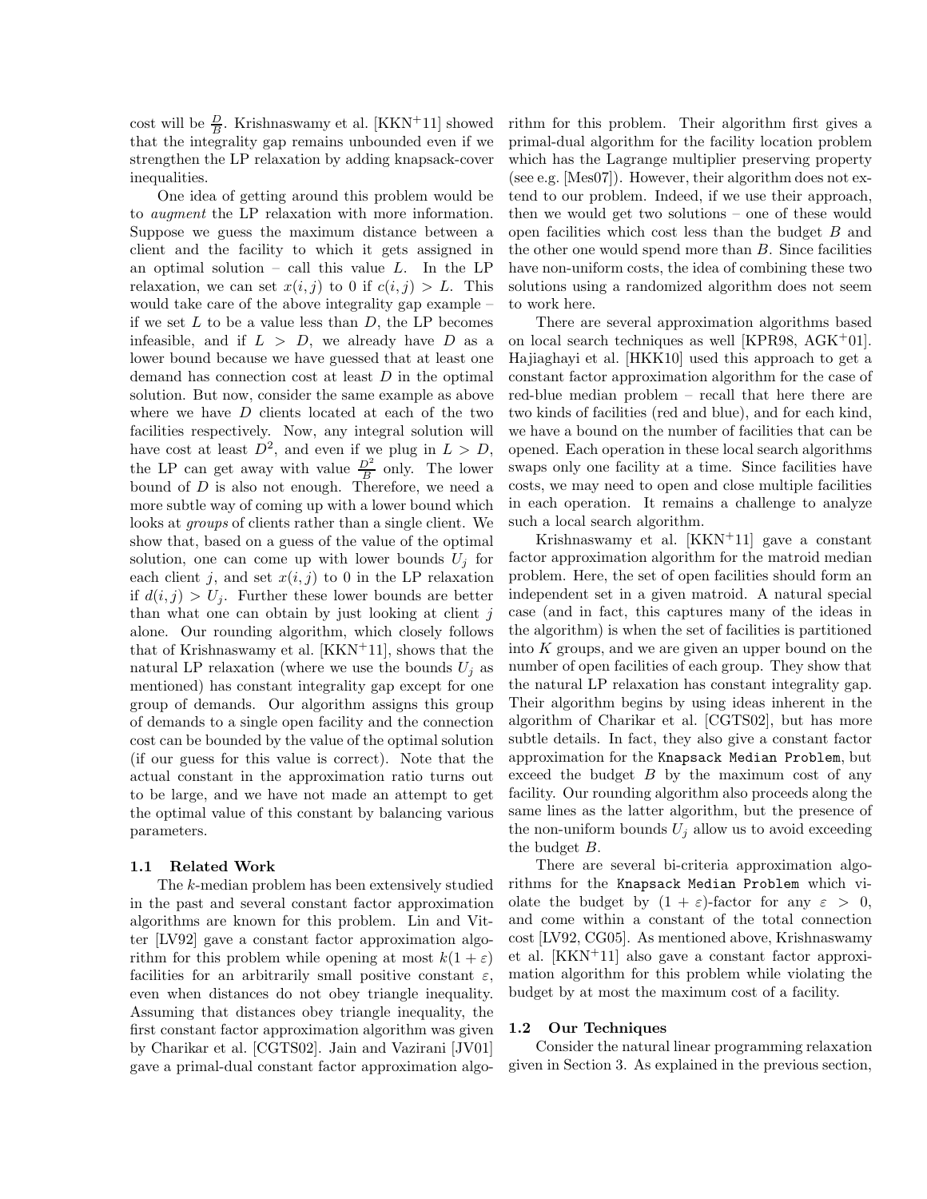cost will be $\frac{D}{B}$. Krishnaswamy et al. [KKN+11] showed that the integrality gap remains unbounded even if we strengthen the LP relaxation by adding knapsack-cover inequalities.

One idea of getting around this problem would be to *augment* the LP relaxation with more information. Suppose we guess the maximum distance between a client and the facility to which it gets assigned in an optimal solution – call this value $L$. In the LP relaxation, we can set $x(i,j)$ to 0 if $c(i,j) > L$. This would take care of the above integrality gap example – if we set $L$ to be a value less than $D$, the LP becomes infeasible, and if $L > D$, we already have $D$ as a lower bound because we have guessed that at least one demand has connection cost at least $D$ in the optimal solution. But now, consider the same example as above where we have $D$ clients located at each of the two facilities respectively. Now, any integral solution will have cost at least $D^2$, and even if we plug in $L > D$, the LP can get away with value $\frac{D^2}{B}$ only. The lower bound of $D$ is also not enough. Therefore, we need a more subtle way of coming up with a lower bound which looks at *groups* of clients rather than a single client. We show that, based on a guess of the value of the optimal solution, one can come up with lower bounds $U_j$ for each client $j$, and set $x(i,j)$ to 0 in the LP relaxation if $d(i,j) > U_j$. Further these lower bounds are better than what one can obtain by just looking at client $j$ alone. Our rounding algorithm, which closely follows that of Krishnaswamy et al. [KKN+11], shows that the natural LP relaxation (where we use the bounds $U_j$ as mentioned) has constant integrality gap except for one group of demands. Our algorithm assigns this group of demands to a single open facility and the connection cost can be bounded by the value of the optimal solution (if our guess for this value is correct). Note that the actual constant in the approximation ratio turns out to be large, and we have not made an attempt to get the optimal value of this constant by balancing various parameters.

### 1.1 Related Work

The $k$-median problem has been extensively studied in the past and several constant factor approximation algorithms are known for this problem. Lin and Vitter [LV92] gave a constant factor approximation algorithm for this problem while opening at most $k(1+\varepsilon)$ facilities for an arbitrarily small positive constant $\varepsilon$, even when distances do not obey triangle inequality. Assuming that distances obey triangle inequality, the first constant factor approximation algorithm was given by Charikar et al. [CGTS02]. Jain and Vazirani [JV01] gave a primal-dual constant factor approximation algorithm for this problem. Their algorithm first gives a primal-dual algorithm for the facility location problem which has the Lagrange multiplier preserving property (see e.g. [Mes07]). However, their algorithm does not extend to our problem. Indeed, if we use their approach, then we would get two solutions – one of these would open facilities which cost less than the budget $B$ and the other one would spend more than $B$. Since facilities have non-uniform costs, the idea of combining these two solutions using a randomized algorithm does not seem to work here.

There are several approximation algorithms based on local search techniques as well [KPR98, AGK+01]. Hajiaghayi et al. [HKK10] used this approach to get a constant factor approximation algorithm for the case of red-blue median problem – recall that here there are two kinds of facilities (red and blue), and for each kind, we have a bound on the number of facilities that can be opened. Each operation in these local search algorithms swaps only one facility at a time. Since facilities have costs, we may need to open and close multiple facilities in each operation. It remains a challenge to analyze such a local search algorithm.

Krishnaswamy et al. [KKN+11] gave a constant factor approximation algorithm for the matroid median problem. Here, the set of open facilities should form an independent set in a given matroid. A natural special case (and in fact, this captures many of the ideas in the algorithm) is when the set of facilities is partitioned into $K$ groups, and we are given an upper bound on the number of open facilities of each group. They show that the natural LP relaxation has constant integrality gap. Their algorithm begins by using ideas inherent in the algorithm of Charikar et al. [CGTS02], but has more subtle details. In fact, they also give a constant factor approximation for the `Knapsack Median Problem`, but exceed the budget $B$ by the maximum cost of any facility. Our rounding algorithm also proceeds along the same lines as the latter algorithm, but the presence of the non-uniform bounds $U_j$ allow us to avoid exceeding the budget $B$.

There are several bi-criteria approximation algorithms for the `Knapsack Median Problem` which violate the budget by $(1+\varepsilon)$-factor for any $\varepsilon > 0$, and come within a constant of the total connection cost [LV92, CG05]. As mentioned above, Krishnaswamy et al. [KKN+11] also gave a constant factor approximation algorithm for this problem while violating the budget by at most the maximum cost of a facility.

### 1.2 Our Techniques

Consider the natural linear programming relaxation given in Section 3. As explained in the previous section,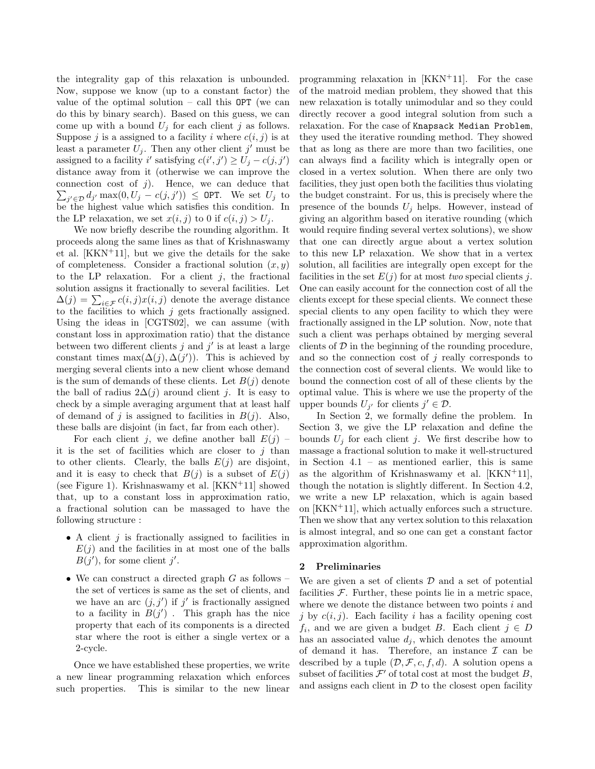the integrality gap of this relaxation is unbounded. Now, suppose we know (up to a constant factor) the value of the optimal solution – call this $\texttt{OPT}$ (we can do this by binary search). Based on this guess, we can come up with a bound $U_j$ for each client $j$ as follows. Suppose $j$ is a assigned to a facility $i$ where $c(i,j)$ is at least a parameter $U_j$. Then any other client $j'$ must be assigned to a facility $i'$ satisfying $c(i',j') \geq U_j - c(j,j')$ distance away from it (otherwise we can improve the connection cost of $j$). Hence, we can deduce that $\sum_{j' \in \mathcal{D}} d_{j'} \max(0, U_j - c(j,j')) \leq \texttt{OPT}$. We set $U_j$ to be the highest value which satisfies this condition. In the LP relaxation, we set $x(i,j)$ to 0 if $c(i,j) > U_j$.

We now briefly describe the rounding algorithm. It proceeds along the same lines as that of Krishnaswamy et al. [KKN+11], but we give the details for the sake of completeness. Consider a fractional solution $(x,y)$ to the LP relaxation. For a client $j$, the fractional solution assigns it fractionally to several facilities. Let $\Delta(j) = \sum_{i \in \mathcal{F}} c(i,j)x(i,j)$ denote the average distance to the facilities to which $j$ gets fractionally assigned. Using the ideas in [CGTS02], we can assume (with constant loss in approximation ratio) that the distance between two different clients $j$ and $j'$ is at least a large constant times $\max(\Delta(j), \Delta(j'))$. This is achieved by merging several clients into a new client whose demand is the sum of demands of these clients. Let $B(j)$ denote the ball of radius $2\Delta(j)$ around client $j$. It is easy to check by a simple averaging argument that at least half of demand of $j$ is assigned to facilities in $B(j)$. Also, these balls are disjoint (in fact, far from each other).

For each client $j$, we define another ball $E(j)$ – it is the set of facilities which are closer to $j$ than to other clients. Clearly, the balls $E(j)$ are disjoint, and it is easy to check that $B(j)$ is a subset of $E(j)$ (see Figure 1). Krishnaswamy et al. [KKN+11] showed that, up to a constant loss in approximation ratio, a fractional solution can be massaged to have the following structure :

- A client $j$ is fractionally assigned to facilities in $E(j)$ and the facilities in at most one of the balls $B(j')$, for some client $j'$.
- We can construct a directed graph $G$ as follows – the set of vertices is same as the set of clients, and we have an arc $(j,j')$ if $j'$ is fractionally assigned to a facility in $B(j')$ . This graph has the nice property that each of its components is a directed star where the root is either a single vertex or a 2-cycle.

Once we have established these properties, we write a new linear programming relaxation which enforces such properties. This is similar to the new linear programming relaxation in [KKN+11]. For the case of the matroid median problem, they showed that this new relaxation is totally unimodular and so they could directly recover a good integral solution from such a relaxation. For the case of $\texttt{Knapsack Median Problem}$, they used the iterative rounding method. They showed that as long as there are more than two facilities, one can always find a facility which is integrally open or closed in a vertex solution. When there are only two facilities, they just open both the facilities thus violating the budget constraint. For us, this is precisely where the presence of the bounds $U_j$ helps. However, instead of giving an algorithm based on iterative rounding (which would require finding several vertex solutions), we show that one can directly argue about a vertex solution to this new LP relaxation. We show that in a vertex solution, all facilities are integrally open except for the facilities in the set $E(j)$ for at most *two* special clients $j$. One can easily account for the connection cost of all the clients except for these special clients. We connect these special clients to any open facility to which they were fractionally assigned in the LP solution. Now, note that such a client was perhaps obtained by merging several clients of $\mathcal{D}$ in the beginning of the rounding procedure, and so the connection cost of $j$ really corresponds to the connection cost of several clients. We would like to bound the connection cost of all of these clients by the optimal value. This is where we use the property of the upper bounds $U_{j'}$ for clients $j' \in \mathcal{D}$.

In Section 2, we formally define the problem. In Section 3, we give the LP relaxation and define the bounds $U_j$ for each client $j$. We first describe how to massage a fractional solution to make it well-structured in Section 4.1 – as mentioned earlier, this is same as the algorithm of Krishnaswamy et al. [KKN+11], though the notation is slightly different. In Section 4.2, we write a new LP relaxation, which is again based on [KKN+11], which actually enforces such a structure. Then we show that any vertex solution to this relaxation is almost integral, and so one can get a constant factor approximation algorithm.

## 2 Preliminaries

We are given a set of clients $\mathcal{D}$ and a set of potential facilities $\mathcal{F}$. Further, these points lie in a metric space, where we denote the distance between two points $i$ and $j$ by $c(i,j)$. Each facility $i$ has a facility opening cost $f_i$, and we are given a budget $B$. Each client $j \in D$ has an associated value $d_j$, which denotes the amount of demand it has. Therefore, an instance $\mathcal{I}$ can be described by a tuple $(\mathcal{D}, \mathcal{F}, c, f, d)$. A solution opens a subset of facilities $\mathcal{F}'$ of total cost at most the budget $B$, and assigns each client in $\mathcal{D}$ to the closest open facility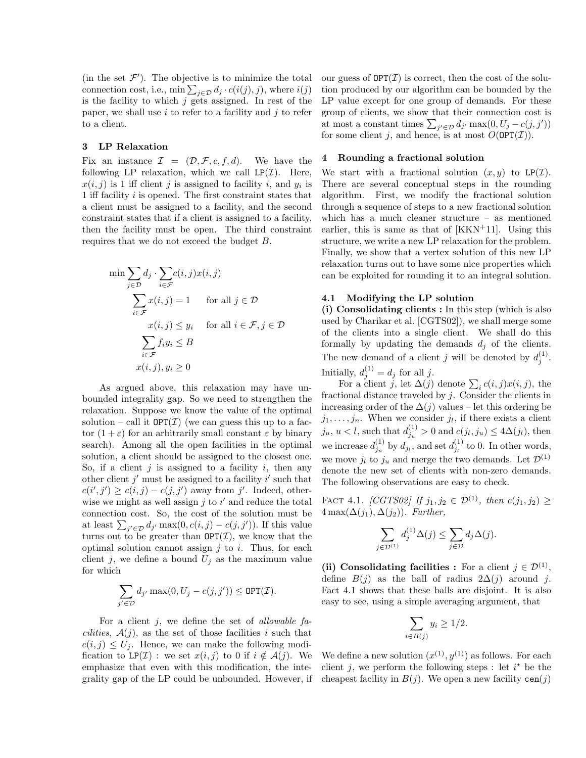(in the set $\mathcal{F}'$). The objective is to minimize the total connection cost, i.e., $\min \sum_{j \in \mathcal{D}} d_j \cdot c(i(j), j)$, where $i(j)$ is the facility to which $j$ gets assigned. In rest of the paper, we shall use $i$ to refer to a facility and $j$ to refer to a client.

## 3 LP Relaxation

Fix an instance $\mathcal{I} = (\mathcal{D}, \mathcal{F}, c, f, d)$. We have the following LP relaxation, which we call $\texttt{LP}(\mathcal{I})$. Here, $x(i,j)$ is 1 iff client $j$ is assigned to facility $i$, and $y_i$ is 1 iff facility $i$ is opened. The first constraint states that a client must be assigned to a facility, and the second constraint states that if a client is assigned to a facility, then the facility must be open. The third constraint requires that we do not exceed the budget $B$.

$$
\begin{aligned}
\min \sum_{j \in \mathcal{D}} d_j \cdot \sum_{i \in \mathcal{F}} & c(i,j) x(i,j) \\
\sum_{i \in \mathcal{F}} x(i,j) = 1 & \quad \text{for all } j \in \mathcal{D} \\
x(i,j) \leq y_i & \quad \text{for all } i \in \mathcal{F}, j \in \mathcal{D} \\
\sum_{i \in \mathcal{F}} f_i y_i \leq B & \\
x(i,j), y_i \geq 0 &
\end{aligned}
$$

As argued above, this relaxation may have unbounded integrality gap. So we need to strengthen the relaxation. Suppose we know the value of the optimal solution – call it $\texttt{OPT}(\mathcal{I})$ (we can guess this up to a factor $(1+\varepsilon)$ for an arbitrarily small constant $\varepsilon$ by binary search). Among all the open facilities in the optimal solution, a client should be assigned to the closest one. So, if a client $j$ is assigned to a facility $i$, then any other client $j'$ must be assigned to a facility $i'$ such that $c(i',j') \geq c(i,j) - c(j,j')$ away from $j'$. Indeed, otherwise we might as well assign $j$ to $i'$ and reduce the total connection cost. So, the cost of the solution must be at least $\sum_{j' \in \mathcal{D}} d_{j'} \max(0, c(i,j) - c(j,j'))$. If this value turns out to be greater than $\texttt{OPT}(\mathcal{I})$, we know that the optimal solution cannot assign $j$ to $i$. Thus, for each client $j$, we define a bound $U_j$ as the maximum value for which

$$\sum_{j' \in \mathcal{D}} d_{j'} \max(0, U_j - c(j,j')) \leq \texttt{OPT}(\mathcal{I}).$$

For a client $j$, we define the set of *allowable facilities*, $\mathcal{A}(j)$, as the set of those facilities $i$ such that $c(i,j) \leq U_j$. Hence, we can make the following modification to $\texttt{LP}(\mathcal{I})$ : we set $x(i,j)$ to 0 if $i \notin \mathcal{A}(j)$. We emphasize that even with this modification, the integrality gap of the LP could be unbounded. However, if our guess of $\texttt{OPT}(\mathcal{I})$ is correct, then the cost of the solution produced by our algorithm can be bounded by the LP value except for one group of demands. For these group of clients, we show that their connection cost is at most a constant times $\sum_{j' \in \mathcal{D}} d_{j'} \max(0, U_j - c(j,j'))$ for some client $j$, and hence, is at most $O(\texttt{OPT}(\mathcal{I}))$.

## 4 Rounding a fractional solution

We start with a fractional solution $(x,y)$ to $\texttt{LP}(\mathcal{I})$. There are several conceptual steps in the rounding algorithm. First, we modify the fractional solution through a sequence of steps to a new fractional solution which has a much cleaner structure – as mentioned earlier, this is same as that of [KKN+11]. Using this structure, we write a new LP relaxation for the problem. Finally, we show that a vertex solution of this new LP relaxation turns out to have some nice properties which can be exploited for rounding it to an integral solution.

### 4.1 Modifying the LP solution

**(i) Consolidating clients :** In this step (which is also used by Charikar et al. [CGTS02]), we shall merge some of the clients into a single client. We shall do this formally by updating the demands $d_j$ of the clients. The new demand of a client $j$ will be denoted by $d_j^{(1)}$. Initially, $d_j^{(1)} = d_j$ for all $j$.

For a client $j$, let $\Delta(j)$ denote $\sum_i c(i,j) x(i,j)$, the fractional distance traveled by $j$. Consider the clients in increasing order of the $\Delta(j)$ values – let this ordering be $j_1, \ldots, j_n$. When we consider $j_l$, if there exists a client $j_u$, $u < l$, such that $d_{j_u}^{(1)} > 0$ and $c(j_l, j_u) \leq 4\Delta(j_l)$, then we increase $d_{j_u}^{(1)}$ by $d_{j_l}$, and set $d_{j_l}^{(1)}$ to 0. In other words, we move $j_l$ to $j_u$ and merge the two demands. Let $\mathcal{D}^{(1)}$ denote the new set of clients with non-zero demands. The following observations are easy to check.

FACT 4.1. *[CGTS02] If $j_1, j_2 \in \mathcal{D}^{(1)}$, then $c(j_1, j_2) \geq 4\max(\Delta(j_1), \Delta(j_2))$. Further,*

$$\sum_{j \in \mathcal{D}^{(1)}} d_j^{(1)} \Delta(j) \leq \sum_{j \in \mathcal{D}} d_j \Delta(j).$$

**(ii) Consolidating facilities :** For a client $j \in \mathcal{D}^{(1)}$, define $B(j)$ as the ball of radius $2\Delta(j)$ around $j$. Fact 4.1 shows that these balls are disjoint. It is also easy to see, using a simple averaging argument, that

$$\sum_{i \in B(j)} y_i \geq 1/2.$$

We define a new solution $(x^{(1)}, y^{(1)})$ as follows. For each client $j$, we perform the following steps : let $i^\star$ be the cheapest facility in $B(j)$. We open a new facility $\texttt{cen}(j)$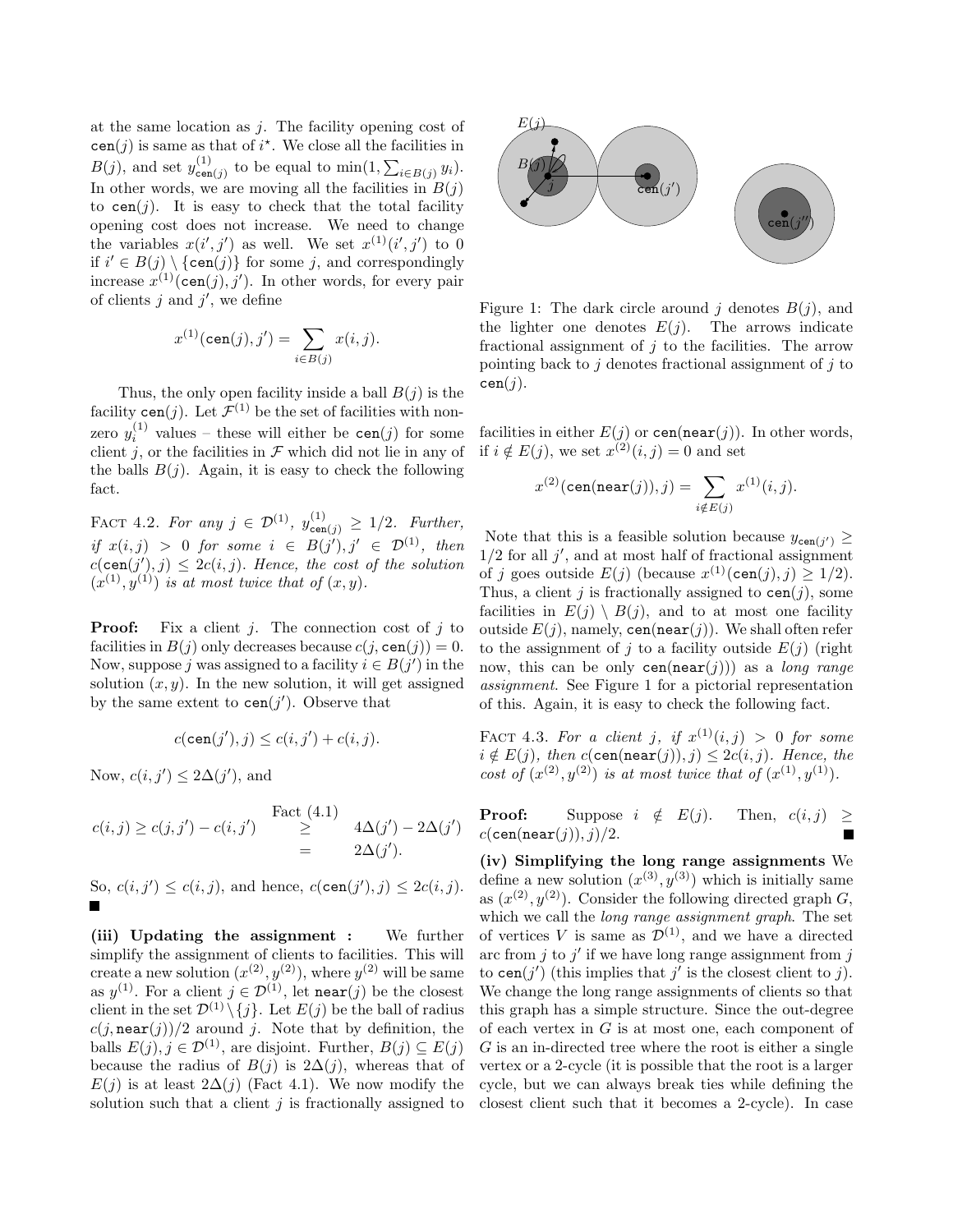at the same location as $j$. The facility opening cost of $\texttt{cen}(j)$ is same as that of $i^\star$. We close all the facilities in $B(j)$, and set $y^{(1)}_{\texttt{cen}(j)}$ to be equal to $\min(1, \sum_{i \in B(j)} y_i)$. In other words, we are moving all the facilities in $B(j)$ to $\texttt{cen}(j)$. It is easy to check that the total facility opening cost does not increase. We need to change the variables $x(i', j')$ as well. We set $x^{(1)}(i', j')$ to 0 if $i' \in B(j) \setminus \{\texttt{cen}(j)\}$ for some $j$, and correspondingly increase $x^{(1)}(\texttt{cen}(j), j')$. In other words, for every pair of clients $j$ and $j'$, we define

$$x^{(1)}(\texttt{cen}(j), j') = \sum_{i \in B(j)} x(i, j).$$

Thus, the only open facility inside a ball $B(j)$ is the facility $\texttt{cen}(j)$. Let $\mathcal{F}^{(1)}$ be the set of facilities with non-zero $y^{(1)}_i$ values – these will either be $\texttt{cen}(j)$ for some client $j$, or the facilities in $\mathcal{F}$ which did not lie in any of the balls $B(j)$. Again, it is easy to check the following fact.

FACT 4.2. *For any $j \in \mathcal{D}^{(1)}$, $y^{(1)}_{\texttt{cen}(j)} \geq 1/2$. Further, if $x(i, j) > 0$ for some $i \in B(j'), j' \in \mathcal{D}^{(1)}$, then $c(\texttt{cen}(j'), j) \leq 2c(i, j)$. Hence, the cost of the solution $(x^{(1)}, y^{(1)})$ is at most twice that of $(x, y)$.*

**Proof:** Fix a client $j$. The connection cost of $j$ to facilities in $B(j)$ only decreases because $c(j, \texttt{cen}(j)) = 0$. Now, suppose $j$ was assigned to a facility $i \in B(j')$ in the solution $(x, y)$. In the new solution, it will get assigned by the same extent to $\texttt{cen}(j')$. Observe that

$$c(\texttt{cen}(j'), j) \leq c(i, j') + c(i, j).$$

Now, $c(i, j') \leq 2\Delta(j')$, and

$$c(i, j) \geq c(j, j') - c(i, j') \overset{\text{Fact (4.1)}}{\geq} 4\Delta(j') - 2\Delta(j') = 2\Delta(j').$$

So, $c(i, j') \leq c(i, j)$, and hence, $c(\texttt{cen}(j'), j) \leq 2c(i, j)$. ■

**(iii) Updating the assignment :** We further simplify the assignment of clients to facilities. This will create a new solution $(x^{(2)}, y^{(2)})$, where $y^{(2)}$ will be same as $y^{(1)}$. For a client $j \in \mathcal{D}^{(1)}$, let $\texttt{near}(j)$ be the closest client in the set $\mathcal{D}^{(1)} \setminus \{j\}$. Let $E(j)$ be the ball of radius $c(j, \texttt{near}(j))/2$ around $j$. Note that by definition, the balls $E(j), j \in \mathcal{D}^{(1)}$, are disjoint. Further, $B(j) \subseteq E(j)$ because the radius of $B(j)$ is $2\Delta(j)$, whereas that of $E(j)$ is at least $2\Delta(j)$ (Fact 4.1). We now modify the solution such that a client $j$ is fractionally assigned to facilities in either $E(j)$ or $\texttt{cen}(\texttt{near}(j))$. In other words, if $i \notin E(j)$, we set $x^{(2)}(i, j) = 0$ and set

$$x^{(2)}(\texttt{cen}(\texttt{near}(j)), j) = \sum_{i \notin E(j)} x^{(1)}(i, j).$$

Note that this is a feasible solution because $y_{\texttt{cen}(j')} \geq 1/2$ for all $j'$, and at most half of fractional assignment of $j$ goes outside $E(j)$ (because $x^{(1)}(\texttt{cen}(j), j) \geq 1/2$). Thus, a client $j$ is fractionally assigned to $\texttt{cen}(j)$, some facilities in $E(j) \setminus B(j)$, and to at most one facility outside $E(j)$, namely, $\texttt{cen}(\texttt{near}(j))$. We shall often refer to the assignment of $j$ to a facility outside $E(j)$ (right now, this can be only $\texttt{cen}(\texttt{near}(j))$) as a *long range assignment*. See Figure 1 for a pictorial representation of this. Again, it is easy to check the following fact.

Figure 1: The dark circle around $j$ denotes $B(j)$, and the lighter one denotes $E(j)$. The arrows indicate fractional assignment of $j$ to the facilities. The arrow pointing back to $j$ denotes fractional assignment of $j$ to $\texttt{cen}(j)$.

FACT 4.3. *For a client $j$, if $x^{(1)}(i, j) > 0$ for some $i \notin E(j)$, then $c(\texttt{cen}(\texttt{near}(j)), j) \leq 2c(i, j)$. Hence, the cost of $(x^{(2)}, y^{(2)})$ is at most twice that of $(x^{(1)}, y^{(1)})$.*

**Proof:** Suppose $i \notin E(j)$. Then, $c(i, j) \geq c(\texttt{cen}(\texttt{near}(j)), j)/2$. ■

**(iv) Simplifying the long range assignments** We define a new solution $(x^{(3)}, y^{(3)})$ which is initially same as $(x^{(2)}, y^{(2)})$. Consider the following directed graph $G$, which we call the *long range assignment graph*. The set of vertices $V$ is same as $\mathcal{D}^{(1)}$, and we have a directed arc from $j$ to $j'$ if we have long range assignment from $j$ to $\texttt{cen}(j')$ (this implies that $j'$ is the closest client to $j$). We change the long range assignments of clients so that this graph has a simple structure. Since the out-degree of each vertex in $G$ is at most one, each component of $G$ is an in-directed tree where the root is either a single vertex or a 2-cycle (it is possible that the root is a larger cycle, but we can always break ties while defining the closest client such that it becomes a 2-cycle). In case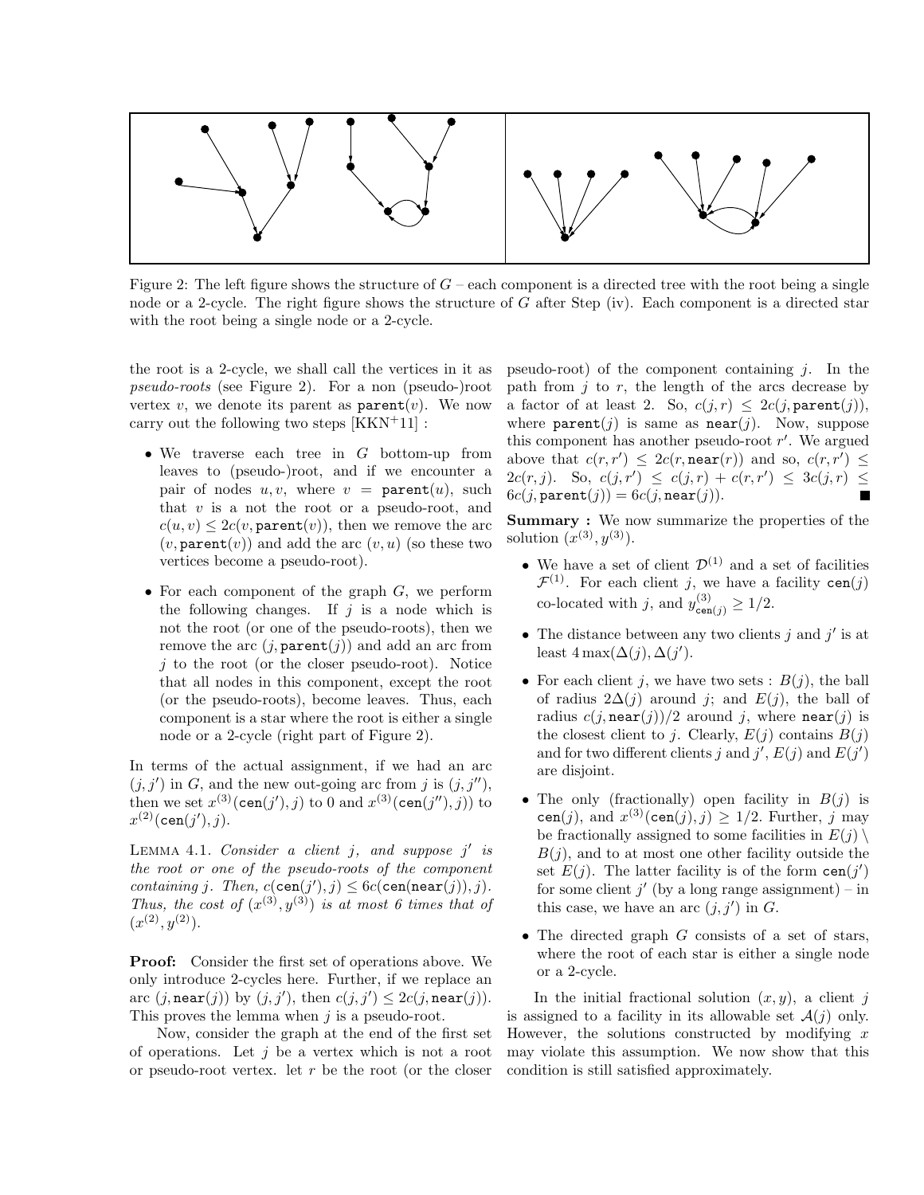Figure 2: The left figure shows the structure of $G$ – each component is a directed tree with the root being a single node or a 2-cycle. The right figure shows the structure of $G$ after Step (iv). Each component is a directed star with the root being a single node or a 2-cycle.

the root is a 2-cycle, we shall call the vertices in it as *pseudo-roots* (see Figure 2). For a non (pseudo-)root vertex $v$, we denote its parent as $\texttt{parent}(v)$. We now carry out the following two steps [KKN+11] :

- We traverse each tree in $G$ bottom-up from leaves to (pseudo-)root, and if we encounter a pair of nodes $u, v$, where $v = \texttt{parent}(u)$, such that $v$ is a not the root or a pseudo-root, and $c(u, v) \leq 2c(v, \texttt{parent}(v))$, then we remove the arc $(v, \texttt{parent}(v))$ and add the arc $(v, u)$ (so these two vertices become a pseudo-root).
- For each component of the graph $G$, we perform the following changes. If $j$ is a node which is not the root (or one of the pseudo-roots), then we remove the arc $(j, \texttt{parent}(j))$ and add an arc from $j$ to the root (or the closer pseudo-root). Notice that all nodes in this component, except the root (or the pseudo-roots), become leaves. Thus, each component is a star where the root is either a single node or a 2-cycle (right part of Figure 2).

In terms of the actual assignment, if we had an arc $(j, j')$ in $G$, and the new out-going arc from $j$ is $(j, j'')$, then we set $x^{(3)}(\texttt{cen}(j'), j)$ to 0 and $x^{(3)}(\texttt{cen}(j''), j))$ to $x^{(2)}(\texttt{cen}(j'), j)$.

Lemma 4.1. *Consider a client $j$, and suppose $j'$ is the root or one of the pseudo-roots of the component containing $j$. Then, $c(\texttt{cen}(j'), j) \leq 6c(\texttt{cen}(\texttt{near}(j)), j)$. Thus, the cost of $(x^{(3)}, y^{(3)})$ is at most 6 times that of $(x^{(2)}, y^{(2)})$.*

**Proof:** Consider the first set of operations above. We only introduce 2-cycles here. Further, if we replace an arc $(j, \texttt{near}(j))$ by $(j, j')$, then $c(j, j') \leq 2c(j, \texttt{near}(j))$. This proves the lemma when $j$ is a pseudo-root.

Now, consider the graph at the end of the first set of operations. Let $j$ be a vertex which is not a root or pseudo-root vertex. let $r$ be the root (or the closer pseudo-root) of the component containing $j$. In the path from $j$ to $r$, the length of the arcs decrease by a factor of at least 2. So, $c(j, r) \leq 2c(j, \texttt{parent}(j))$, where $\texttt{parent}(j)$ is same as $\texttt{near}(j)$. Now, suppose this component has another pseudo-root $r'$. We argued above that $c(r, r') \leq 2c(r, \texttt{near}(r))$ and so, $c(r, r') \leq 2c(r, j)$. So, $c(j, r') \leq c(j, r) + c(r, r') \leq 3c(j, r) \leq 6c(j, \texttt{parent}(j)) = 6c(j, \texttt{near}(j))$. ■

**Summary :** We now summarize the properties of the solution $(x^{(3)}, y^{(3)})$.

- We have a set of client $\mathcal{D}^{(1)}$ and a set of facilities $\mathcal{F}^{(1)}$. For each client $j$, we have a facility $\texttt{cen}(j)$ co-located with $j$, and $y^{(3)}_{\texttt{cen}(j)} \geq 1/2$.
- The distance between any two clients $j$ and $j'$ is at least $4 \max(\Delta(j), \Delta(j')$.
- For each client $j$, we have two sets : $B(j)$, the ball of radius $2\Delta(j)$ around $j$; and $E(j)$, the ball of radius $c(j, \texttt{near}(j))/2$ around $j$, where $\texttt{near}(j)$ is the closest client to $j$. Clearly, $E(j)$ contains $B(j)$ and for two different clients $j$ and $j'$, $E(j)$ and $E(j')$ are disjoint.
- The only (fractionally) open facility in $B(j)$ is $\texttt{cen}(j)$, and $x^{(3)}(\texttt{cen}(j), j) \geq 1/2$. Further, $j$ may be fractionally assigned to some facilities in $E(j) \setminus B(j)$, and to at most one other facility outside the set $E(j)$. The latter facility is of the form $\texttt{cen}(j')$ for some client $j'$ (by a long range assignment) – in this case, we have an arc $(j, j')$ in $G$.
- The directed graph $G$ consists of a set of stars, where the root of each star is either a single node or a 2-cycle.

In the initial fractional solution $(x, y)$, a client $j$ is assigned to a facility in its allowable set $\mathcal{A}(j)$ only. However, the solutions constructed by modifying $x$ may violate this assumption. We now show that this condition is still satisfied approximately.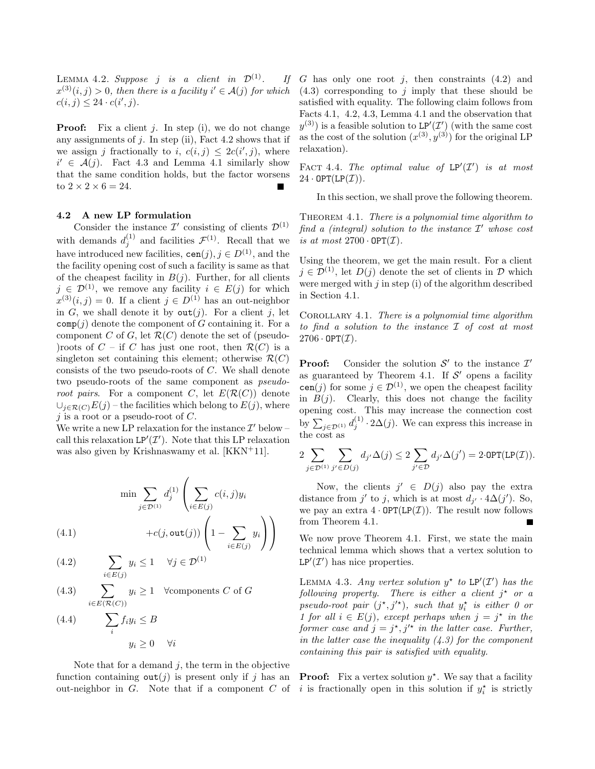LEMMA 4.2. *Suppose $j$ is a client in $\mathcal{D}^{(1)}$. If $x^{(3)}(i,j) > 0$, then there is a facility $i' \in \mathcal{A}(j)$ for which $c(i,j) \leq 24 \cdot c(i',j)$.*

**Proof:** Fix a client $j$. In step (i), we do not change any assignments of $j$. In step (ii), Fact 4.2 shows that if we assign $j$ fractionally to $i$, $c(i,j) \leq 2c(i',j)$, where $i' \in \mathcal{A}(j)$. Fact 4.3 and Lemma 4.1 similarly show that the same condition holds, but the factor worsens to $2 \times 2 \times 6 = 24$. ∎

### 4.2 A new LP formulation

Consider the instance $\mathcal{I}'$ consisting of clients $\mathcal{D}^{(1)}$ with demands $d_j^{(1)}$ and facilities $\mathcal{F}^{(1)}$. Recall that we have introduced new facilities, $\mathtt{cen}(j), j \in D^{(1)}$, and the the facility opening cost of such a facility is same as that of the cheapest facility in $B(j)$. Further, for all clients $j \in \mathcal{D}^{(1)}$, we remove any facility $i \in E(j)$ for which $x^{(3)}(i,j) = 0$. If a client $j \in D^{(1)}$ has an out-neighbor in $G$, we shall denote it by $\mathtt{out}(j)$. For a client $j$, let $\mathtt{comp}(j)$ denote the component of $G$ containing it. For a component $C$ of $G$, let $\mathcal{R}(C)$ denote the set of (pseudo-)roots of $C$ – if $C$ has just one root, then $\mathcal{R}(C)$ is a singleton set containing this element; otherwise $\mathcal{R}(C)$ consists of the two pseudo-roots of $C$. We shall denote two pseudo-roots of the same component as *pseudo-root pairs*. For a component $C$, let $E(\mathcal{R}(C))$ denote $\cup_{j \in \mathcal{R}(C)} E(j)$ – the facilities which belong to $E(j)$, where $j$ is a root or a pseudo-root of $C$.

We write a new LP relaxation for the instance $\mathcal{I}'$ below – call this relaxation $\mathtt{LP}'(\mathcal{I}')$. Note that this LP relaxation was also given by Krishnaswamy et al. [KKN+11].

$$\min \sum_{j \in \mathcal{D}^{(1)}} d_j^{(1)} \left( \sum_{i \in E(j)} c(i,j) y_i \right.$$

$$(4.1) \qquad \left. + c(j, \mathtt{out}(j)) \left( 1 - \sum_{i \in E(j)} y_i \right) \right)$$

$$(4.2) \qquad \sum_{i \in E(j)} y_i \leq 1 \quad \forall j \in \mathcal{D}^{(1)}$$

$$(4.3) \qquad \sum_{i \in E(\mathcal{R}(C))} y_i \geq 1 \quad \forall \text{components } C \text{ of } G$$

$$(4.4) \qquad \sum_i f_i y_i \leq B$$

$$y_i \geq 0 \quad \forall i$$

Note that for a demand $j$, the term in the objective function containing $\mathtt{out}(j)$ is present only if $j$ has an out-neighbor in $G$. Note that if a component $C$ of $G$ has only one root $j$, then constraints (4.2) and (4.3) corresponding to $j$ imply that these should be satisfied with equality. The following claim follows from Facts 4.1, 4.2, 4.3, Lemma 4.1 and the observation that $y^{(3)}$) is a feasible solution to $\mathtt{LP}'(\mathcal{I}')$ (with the same cost as the cost of the solution $(x^{(3)}, y^{(3)})$ for the original LP relaxation).

FACT 4.4. *The optimal value of $\mathtt{LP}'(\mathcal{I}')$ is at most $24 \cdot \mathtt{OPT}(\mathtt{LP}(\mathcal{I}))$.*

In this section, we shall prove the following theorem.

THEOREM 4.1. *There is a polynomial time algorithm to find a (integral) solution to the instance $\mathcal{I}'$ whose cost is at most $2700 \cdot \mathtt{OPT}(\mathcal{I})$.*

Using the theorem, we get the main result. For a client $j \in \mathcal{D}^{(1)}$, let $D(j)$ denote the set of clients in $\mathcal{D}$ which were merged with $j$ in step (i) of the algorithm described in Section 4.1.

COROLLARY 4.1. *There is a polynomial time algorithm to find a solution to the instance $\mathcal{I}$ of cost at most $2706 \cdot \mathtt{OPT}(\mathcal{I})$.*

**Proof:** Consider the solution $\mathcal{S}'$ to the instance $\mathcal{I}'$ as guaranteed by Theorem 4.1. If $\mathcal{S}'$ opens a facility $\mathtt{cen}(j)$ for some $j \in \mathcal{D}^{(1)}$, we open the cheapest facility in $B(j)$. Clearly, this does not change the facility opening cost. This may increase the connection cost by $\sum_{j \in \mathcal{D}^{(1)}} d_j^{(1)} \cdot 2\Delta(j)$. We can express this increase in the cost as

$$2 \sum_{j \in \mathcal{D}^{(1)}} \sum_{j' \in D(j)} d_{j'} \Delta(j) \leq 2 \sum_{j' \in \mathcal{D}} d_{j'} \Delta(j') = 2 \cdot \mathtt{OPT}(\mathtt{LP}(\mathcal{I})).$$

Now, the clients $j' \in D(j)$ also pay the extra distance from $j'$ to $j$, which is at most $d_{j'} \cdot 4\Delta(j')$. So, we pay an extra $4 \cdot \mathtt{OPT}(\mathtt{LP}(\mathcal{I}))$. The result now follows from Theorem 4.1. ∎

We now prove Theorem 4.1. First, we state the main technical lemma which shows that a vertex solution to $\mathtt{LP}'(\mathcal{I}')$ has nice properties.

LEMMA 4.3. *Any vertex solution $y^\star$ to $\mathtt{LP}'(\mathcal{I}')$ has the following property. There is either a client $j^\star$ or a pseudo-root pair $(j^\star, j'^\star)$, such that $y_i^\star$ is either 0 or 1 for all $i \in E(j)$, except perhaps when $j = j^\star$ in the former case and $j = j^\star, j'^\star$ in the latter case. Further, in the latter case the inequality (4.3) for the component containing this pair is satisfied with equality.*

**Proof:** Fix a vertex solution $y^\star$. We say that a facility $i$ is fractionally open in this solution if $y_i^\star$ is strictly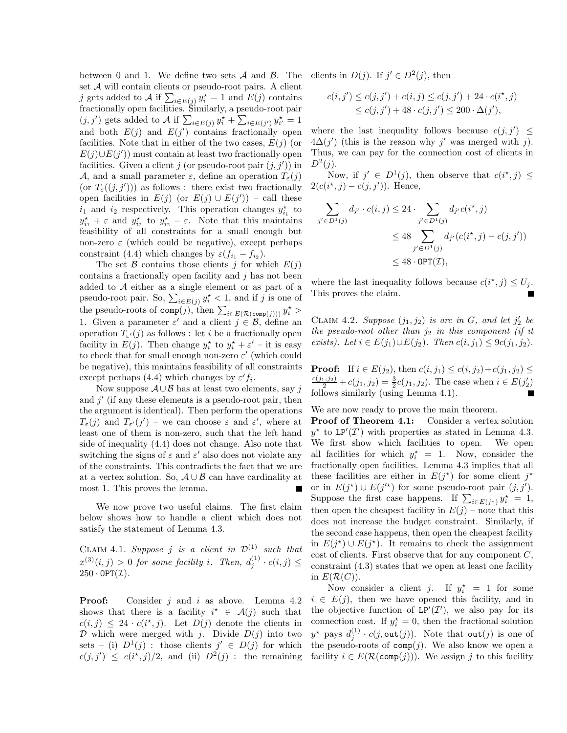between 0 and 1. We define two sets $\mathcal{A}$ and $\mathcal{B}$. The set $\mathcal{A}$ will contain clients or pseudo-root pairs. A client $j$ gets added to $\mathcal{A}$ if $\sum_{i \in E(j)} y_i^\star = 1$ and $E(j)$ contains fractionally open facilities. Similarly, a pseudo-root pair $(j, j')$ gets added to $\mathcal{A}$ if $\sum_{i \in E(j)} y_i^\star + \sum_{i \in E(j')} y_{i'}^\star = 1$ and both $E(j)$ and $E(j')$ contains fractionally open facilities. Note that in either of the two cases, $E(j)$ (or $E(j) \cup E(j')$) must contain at least two fractionally open facilities. Given a client $j$ (or pseudo-root pair $(j, j')$) in $\mathcal{A}$, and a small parameter $\varepsilon$, define an operation $T_\varepsilon(j)$ (or $T_\varepsilon((j, j'))$) as follows : there exist two fractionally open facilities in $E(j)$ (or $E(j) \cup E(j')$) – call these $i_1$ and $i_2$ respectively. This operation changes $y_{i_1}^\star$ to $y_{i_1}^\star + \varepsilon$ and $y_{i_2}^\star$ to $y_{i_2}^\star - \varepsilon$. Note that this maintains feasibility of all constraints for a small enough but non-zero $\varepsilon$ (which could be negative), except perhaps constraint (4.4) which changes by $\varepsilon(f_{i_1} - f_{i_2})$.

The set $\mathcal{B}$ contains those clients $j$ for which $E(j)$ contains a fractionally open facility and $j$ has not been added to $\mathcal{A}$ either as a single element or as part of a pseudo-root pair. So, $\sum_{i \in E(j)} y_i^\star < 1$, and if $j$ is one of the pseudo-roots of $\texttt{comp}(j)$, then $\sum_{i \in E(\mathcal{R}(\texttt{comp}(j)))} y_i^\star > 1$. Given a parameter $\varepsilon'$ and a client $j \in \mathcal{B}$, define an operation $T_{\varepsilon'}(j)$ as follows : let $i$ be a fractionally open facility in $E(j)$. Then change $y_i^\star$ to $y_i^\star + \varepsilon'$ – it is easy to check that for small enough non-zero $\varepsilon'$ (which could be negative), this maintains feasibility of all constraints except perhaps (4.4) which changes by $\varepsilon' f_i$.

Now suppose $\mathcal{A} \cup \mathcal{B}$ has at least two elements, say $j$ and $j'$ (if any these elements is a pseudo-root pair, then the argument is identical). Then perform the operations $T_\varepsilon(j)$ and $T_{\varepsilon'}(j')$ – we can choose $\varepsilon$ and $\varepsilon'$, where at least one of them is non-zero, such that the left hand side of inequality (4.4) does not change. Also note that switching the signs of $\varepsilon$ and $\varepsilon'$ also does not violate any of the constraints. This contradicts the fact that we are at a vertex solution. So, $\mathcal{A} \cup \mathcal{B}$ can have cardinality at most 1. This proves the lemma. ■

We now prove two useful claims. The first claim below shows how to handle a client which does not satisfy the statement of Lemma 4.3.

Claim 4.1. *Suppose $j$ is a client in $\mathcal{D}^{(1)}$ such that $x^{(3)}(i, j) > 0$ for some facility $i$. Then, $d_j^{(1)} \cdot c(i, j) \leq 250 \cdot \texttt{OPT}(\mathcal{I})$.*

**Proof:** Consider $j$ and $i$ as above. Lemma 4.2 shows that there is a facility $i^\star \in \mathcal{A}(j)$ such that $c(i, j) \leq 24 \cdot c(i^\star, j)$. Let $D(j)$ denote the clients in $\mathcal{D}$ which were merged with $j$. Divide $D(j)$ into two sets – (i) $D^1(j)$ : those clients $j' \in D(j)$ for which $c(j, j') \leq c(i^\star, j)/2$, and (ii) $D^2(j)$ : the remaining clients in $D(j)$. If $j' \in D^2(j)$, then

$$
\begin{aligned}
c(i, j') &\leq c(j, j') + c(i, j) \leq c(j, j') + 24 \cdot c(i^\star, j) \\
&\leq c(j, j') + 48 \cdot c(j, j') \leq 200 \cdot \Delta(j'),
\end{aligned}
$$

where the last inequality follows because $c(j, j') \leq 4\Delta(j')$ (this is the reason why $j'$ was merged with $j$). Thus, we can pay for the connection cost of clients in $D^2(j)$.

Now, if $j' \in D^1(j)$, then observe that $c(i^\star, j) \leq 2(c(i^\star, j) - c(j, j'))$. Hence,

$$
\begin{aligned}
\sum_{j' \in D^1(j)} d_{j'} \cdot c(i, j) &\leq 24 \cdot \sum_{j' \in D^1(j)} d_{j'} c(i^\star, j) \\
&\leq 48 \sum_{j' \in D^1(j)} d_{j'} (c(i^\star, j) - c(j, j')) \\
&\leq 48 \cdot \texttt{OPT}(\mathcal{I}),
\end{aligned}
$$

where the last inequality follows because $c(i^\star, j) \leq U_j$. This proves the claim. ■

Claim 4.2. *Suppose $(j_1, j_2)$ is arc in $G$, and let $j_2'$ be the pseudo-root other than $j_2$ in this component (if it exists). Let $i \in E(j_1) \cup E(j_2)$. Then $c(i, j_1) \leq 9c(j_1, j_2)$.*

**Proof:** If $i \in E(j_2)$, then $c(i, j_1) \leq c(i, j_2) + c(j_1, j_2) \leq \frac{c(j_1, j_2)}{2} + c(j_1, j_2) = \frac{3}{2} c(j_1, j_2)$. The case when $i \in E(j_2')$ follows similarly (using Lemma 4.1). ■

We are now ready to prove the main theorem.

**Proof of Theorem 4.1:** Consider a vertex solution $y^\star$ to $\texttt{LP}'(\mathcal{I}')$ with properties as stated in Lemma 4.3. We first show which facilities to open. We open all facilities for which $y_i^\star = 1$. Now, consider the fractionally open facilities. Lemma 4.3 implies that all these facilities are either in $E(j^\star)$ for some client $j^\star$ or in $E(j^\star) \cup E(j'^\star)$ for some pseudo-root pair $(j, j')$. Suppose the first case happens. If $\sum_{i \in E(j^\star)} y_i^\star = 1$, then open the cheapest facility in $E(j)$ – note that this does not increase the budget constraint. Similarly, if the second case happens, then open the cheapest facility in $E(j^\star) \cup E(j^\star)$. It remains to check the assignment cost of clients. First observe that for any component $C$, constraint (4.3) states that we open at least one facility in $E(\mathcal{R}(C))$.

Now consider a client $j$. If $y_i^\star = 1$ for some $i \in E(j)$, then we have opened this facility, and in the objective function of $\texttt{LP}'(\mathcal{I}')$, we also pay for its connection cost. If $y_i^\star = 0$, then the fractional solution $y^\star$ pays $d_j^{(1)} \cdot c(j, \texttt{out}(j))$. Note that $\texttt{out}(j)$ is one of the pseudo-roots of $\texttt{comp}(j)$. We also know we open a facility $i \in E(\mathcal{R}(\texttt{comp}(j)))$. We assign $j$ to this facility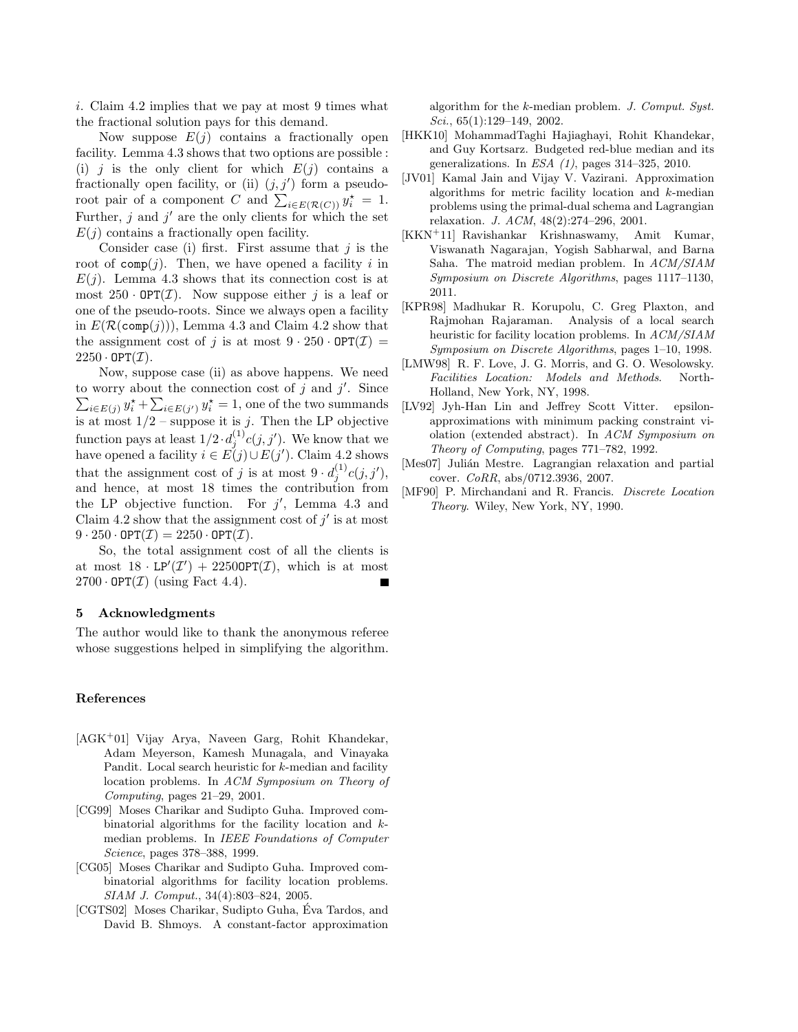$i$. Claim 4.2 implies that we pay at most 9 times what the fractional solution pays for this demand.

Now suppose $E(j)$ contains a fractionally open facility. Lemma 4.3 shows that two options are possible : (i) $j$ is the only client for which $E(j)$ contains a fractionally open facility, or (ii) $(j, j')$ form a pseudo-root pair of a component $C$ and $\sum_{i \in E(\mathcal{R}(C))} y_i^\star = 1$. Further, $j$ and $j'$ are the only clients for which the set $E(j)$ contains a fractionally open facility.

Consider case (i) first. First assume that $j$ is the root of $\texttt{comp}(j)$. Then, we have opened a facility $i$ in $E(j)$. Lemma 4.3 shows that its connection cost is at most $250 \cdot \texttt{OPT}(\mathcal{I})$. Now suppose either $j$ is a leaf or one of the pseudo-roots. Since we always open a facility in $E(\mathcal{R}(\texttt{comp}(j)))$, Lemma 4.3 and Claim 4.2 show that the assignment cost of $j$ is at most $9 \cdot 250 \cdot \texttt{OPT}(\mathcal{I}) = 2250 \cdot \texttt{OPT}(\mathcal{I})$.

Now, suppose case (ii) as above happens. We need to worry about the connection cost of $j$ and $j'$. Since $\sum_{i \in E(j)} y_i^\star + \sum_{i \in E(j')} y_i^\star = 1$, one of the two summands is at most $1/2$ – suppose it is $j$. Then the LP objective function pays at least $1/2 \cdot d_j^{(1)} c(j, j')$. We know that we have opened a facility $i \in E(j) \cup E(j')$. Claim 4.2 shows that the assignment cost of $j$ is at most $9 \cdot d_j^{(1)} c(j, j')$, and hence, at most 18 times the contribution from the LP objective function. For $j'$, Lemma 4.3 and Claim 4.2 show that the assignment cost of $j'$ is at most $9 \cdot 250 \cdot \texttt{OPT}(\mathcal{I}) = 2250 \cdot \texttt{OPT}(\mathcal{I})$.

So, the total assignment cost of all the clients is at most $18 \cdot \texttt{LP}'(\mathcal{I}') + 2250\texttt{OPT}(\mathcal{I})$, which is at most $2700 \cdot \texttt{OPT}(\mathcal{I})$ (using Fact 4.4). ∎

## 5 Acknowledgments

The author would like to thank the anonymous referee whose suggestions helped in simplifying the algorithm.

## References

[AGK+01] Vijay Arya, Naveen Garg, Rohit Khandekar, Adam Meyerson, Kamesh Munagala, and Vinayaka Pandit. Local search heuristic for $k$-median and facility location problems. In *ACM Symposium on Theory of Computing*, pages 21–29, 2001.

[CG99] Moses Charikar and Sudipto Guha. Improved combinatorial algorithms for the facility location and $k$-median problems. In *IEEE Foundations of Computer Science*, pages 378–388, 1999.

[CG05] Moses Charikar and Sudipto Guha. Improved combinatorial algorithms for facility location problems. *SIAM J. Comput.*, 34(4):803–824, 2005.

[CGTS02] Moses Charikar, Sudipto Guha, Éva Tardos, and David B. Shmoys. A constant-factor approximation algorithm for the $k$-median problem. *J. Comput. Syst. Sci.*, 65(1):129–149, 2002.

[HKK10] MohammadTaghi Hajiaghayi, Rohit Khandekar, and Guy Kortsarz. Budgeted red-blue median and its generalizations. In *ESA (1)*, pages 314–325, 2010.

[JV01] Kamal Jain and Vijay V. Vazirani. Approximation algorithms for metric facility location and $k$-median problems using the primal-dual schema and Lagrangian relaxation. *J. ACM*, 48(2):274–296, 2001.

[KKN+11] Ravishankar Krishnaswamy, Amit Kumar, Viswanath Nagarajan, Yogish Sabharwal, and Barna Saha. The matroid median problem. In *ACM/SIAM Symposium on Discrete Algorithms*, pages 1117–1130, 2011.

[KPR98] Madhukar R. Korupolu, C. Greg Plaxton, and Rajmohan Rajaraman. Analysis of a local search heuristic for facility location problems. In *ACM/SIAM Symposium on Discrete Algorithms*, pages 1–10, 1998.

[LMW98] R. F. Love, J. G. Morris, and G. O. Wesolowsky. *Facilities Location: Models and Methods*. North-Holland, New York, NY, 1998.

[LV92] Jyh-Han Lin and Jeffrey Scott Vitter. epsilon-approximations with minimum packing constraint violation (extended abstract). In *ACM Symposium on Theory of Computing*, pages 771–782, 1992.

[Mes07] Julián Mestre. Lagrangian relaxation and partial cover. *CoRR*, abs/0712.3936, 2007.

[MF90] P. Mirchandani and R. Francis. *Discrete Location Theory*. Wiley, New York, NY, 1990.